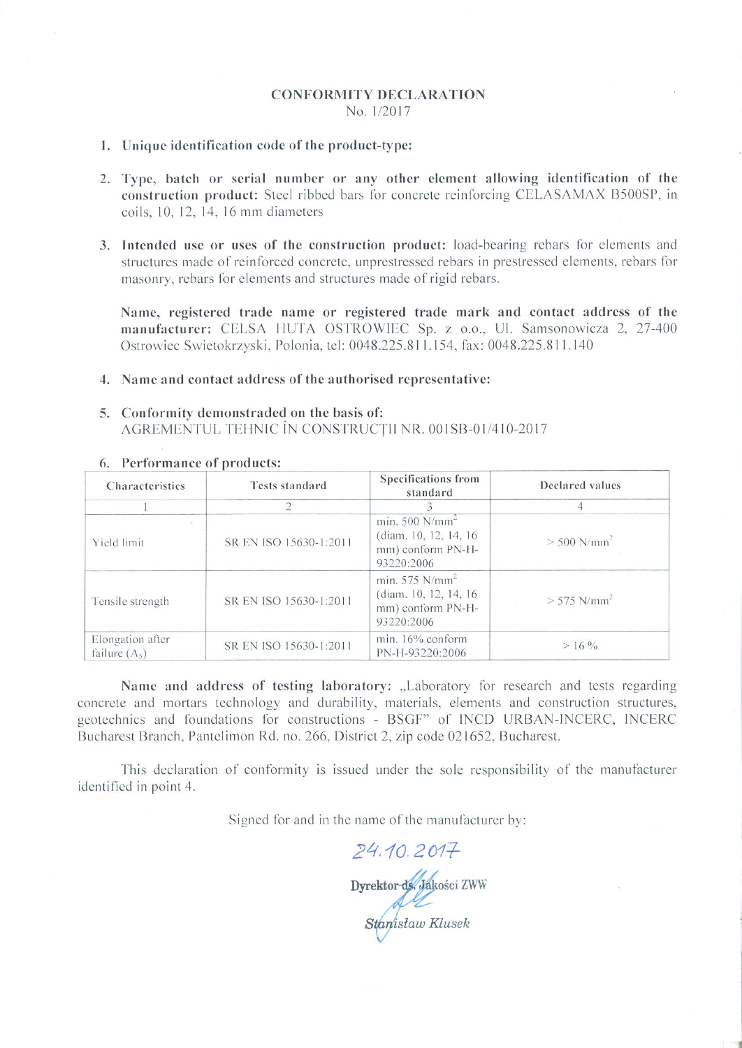# CONFORMITY DECLARATION

No. 1/2017

1. **Unique identification code of the product-type:**

2. **Type, batch or serial number or any other element allowing identification of the construction product:** Steel ribbed bars for concrete reinforcing CELASAMAX B500SP, in coils, 10, 12, 14, 16 mm diameters

3. **Intended use or uses of the construction product:** load-bearing rebars for elements and structures made of reinforced concrete, unprestressed rebars in prestressed elements, rebars for masonry, rebars for elements and structures made of rigid rebars.

   **Name, registered trade name or registered trade mark and contact address of the manufacturer:** CELSA HUTA OSTROWIEC Sp. z o.o., Ul. Samsonowicza 2, 27-400 Ostrowiec Swietokrzyski, Polonia, tel: 0048.225.811.154, fax: 0048.225.811.140

4. **Name and contact address of the authorised representative:**

5. **Conformity demonstraded on the basis of:**
   AGREMENTUL TEHNIC ÎN CONSTRUCȚII NR. 001SB-01/410-2017

6. **Performance of products:**

| Characteristics | Tests standard | Specifications from standard | Declared values |
|---|---|---|---|
| 1 | 2 | 3 | 4 |
| Yield limit | SR EN ISO 15630-1:2011 | min. 500 N/mm$^2$ (diam. 10, 12, 14, 16 mm) conform PN-H-93220:2006 | > 500 N/mm$^2$ |
| Tensile strength | SR EN ISO 15630-1:2011 | min. 575 N/mm$^2$ (diam. 10, 12, 14, 16 mm) conform PN-H-93220:2006 | > 575 N/mm$^2$ |
| Elongation after failure ($A_5$) | SR EN ISO 15630-1:2011 | min. 16% conform PN-H-93220:2006 | > 16 % |

**Name and address of testing laboratory:** „Laboratory for research and tests regarding concrete and mortars technology and durability, materials, elements and construction structures, geotechnics and foundations for constructions - BSGF" of INCD URBAN-INCERC, INCERC Bucharest Branch, Pantelimon Rd. no. 266, District 2, zip code 021652, Bucharest.

This declaration of conformity is issued under the sole responsibility of the manufacturer identified in point 4.

Signed for and in the name of the manufacturer by:

24.10.2017

**Dyrektor ds. Jakości ZWW**

*Stanisław Klusek*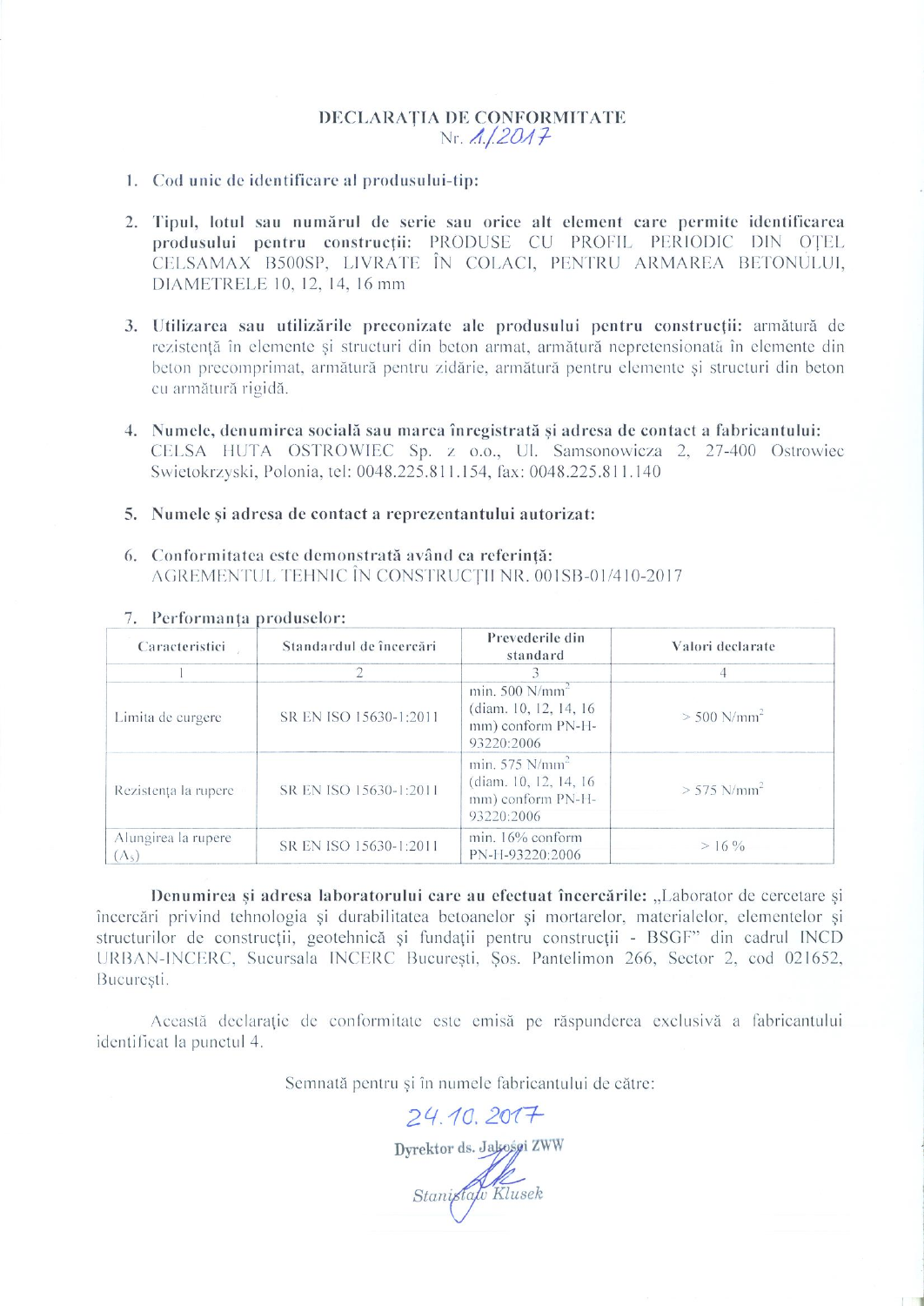# DECLARAȚIA DE CONFORMITATE

Nr. 1/2017

1. **Cod unic de identificare al produsului-tip:**

2. **Tipul, lotul sau numărul de serie sau orice alt element care permite identificarea produsului pentru construcții:** PRODUSE CU PROFIL PERIODIC DIN OȚEL CELSAMAX B500SP, LIVRATE ÎN COLACI, PENTRU ARMAREA BETONULUI, DIAMETRELE 10, 12, 14, 16 mm

3. **Utilizarea sau utilizările preconizate ale produsului pentru construcții:** armătură de rezistență în elemente și structuri din beton armat, armătură nepretensionată în elemente din beton precomprimat, armătură pentru zidărie, armătură pentru elemente și structuri din beton cu armătură rigidă.

4. **Numele, denumirea socială sau marca înregistrată și adresa de contact a fabricantului:** CELSA HUTA OSTROWIEC Sp. z o.o., Ul. Samsonowicza 2, 27-400 Ostrowiec Swietokrzyski, Polonia, tel: 0048.225.811.154, fax: 0048.225.811.140

5. **Numele și adresa de contact a reprezentantului autorizat:**

6. **Conformitatea este demonstrată având ca referință:** AGREMENTUL TEHNIC ÎN CONSTRUCȚII NR. 001SB-01/410-2017

7. **Performanța produselor:**

| Caracteristici | Standardul de încercări | Prevederile din standard | Valori declarate |
|---|---|---|---|
| 1 | 2 | 3 | 4 |
| Limita de curgere | SR EN ISO 15630-1:2011 | min. 500 N/mm$^2$ (diam. 10, 12, 14, 16 mm) conform PN-H-93220:2006 | > 500 N/mm$^2$ |
| Rezistența la rupere | SR EN ISO 15630-1:2011 | min. 575 N/mm$^2$ (diam. 10, 12, 14, 16 mm) conform PN-H-93220:2006 | > 575 N/mm$^2$ |
| Alungirea la rupere ($A_5$) | SR EN ISO 15630-1:2011 | min. 16% conform PN-H-93220:2006 | > 16 % |

**Denumirea și adresa laboratorului care au efectuat încercările:** „Laborator de cercetare și încercări privind tehnologia și durabilitatea betoanelor și mortarelor, materialelor, elementelor și structurilor de construcții, geotehnică și fundații pentru construcții - BSGF" din cadrul INCD URBAN-INCERC, Sucursala INCERC București, Șos. Pantelimon 266, Sector 2, cod 021652, București.

Această declarație de conformitate este emisă pe răspunderea exclusivă a fabricantului identificat la punctul 4.

Semnată pentru și în numele fabricantului de către:

24.10.2017

Dyrektor ds. Jakości ZWW

*Stanisław Klusek*